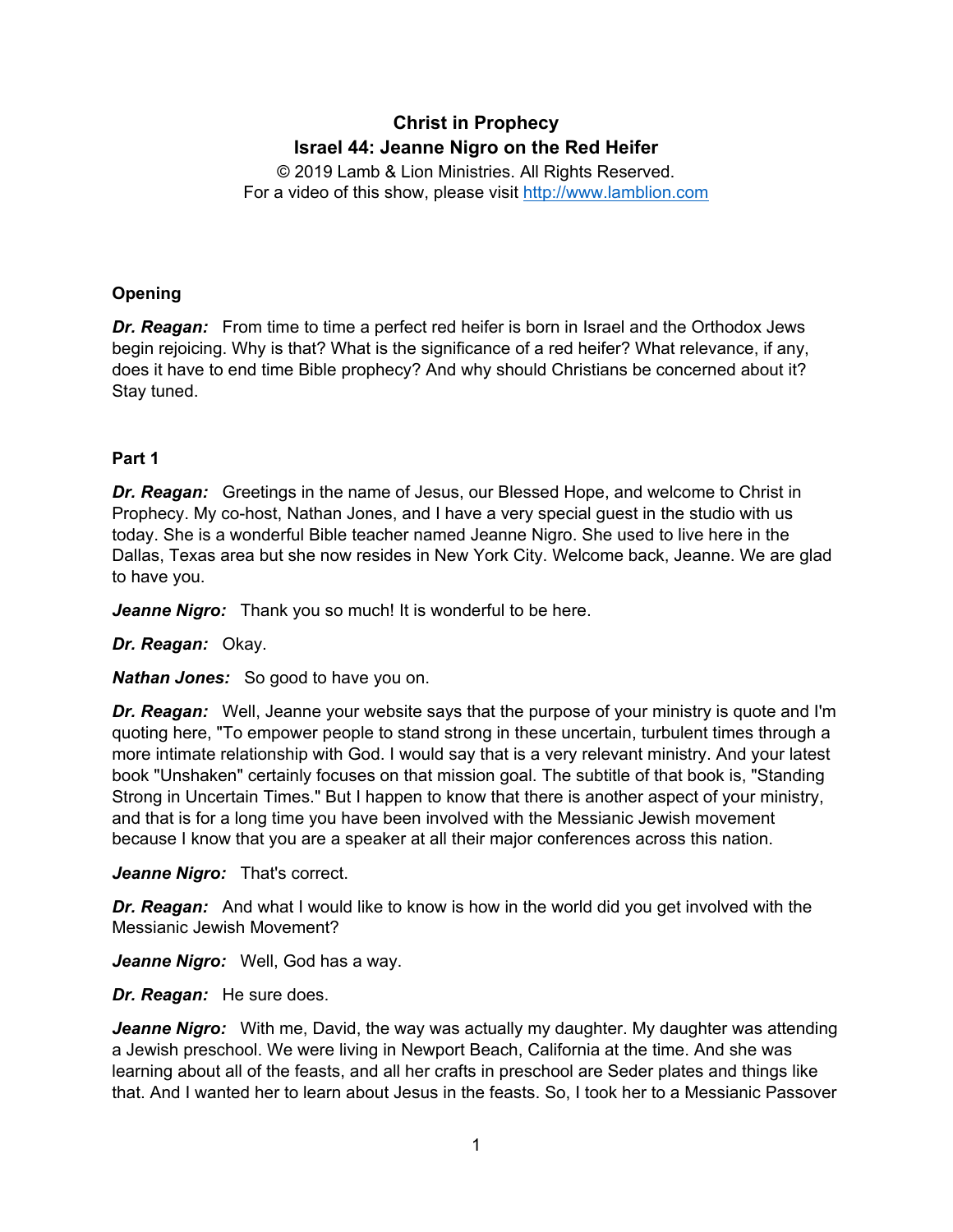# Christ in Prophecy
## Israel 44: Jeanne Nigro on the Red Heifer

© 2019 Lamb & Lion Ministries. All Rights Reserved.
For a video of this show, please visit http://www.lamblion.com

### Opening

***Dr. Reagan:*** From time to time a perfect red heifer is born in Israel and the Orthodox Jews begin rejoicing. Why is that? What is the significance of a red heifer? What relevance, if any, does it have to end time Bible prophecy? And why should Christians be concerned about it? Stay tuned.

### Part 1

***Dr. Reagan:*** Greetings in the name of Jesus, our Blessed Hope, and welcome to Christ in Prophecy. My co-host, Nathan Jones, and I have a very special guest in the studio with us today. She is a wonderful Bible teacher named Jeanne Nigro. She used to live here in the Dallas, Texas area but she now resides in New York City. Welcome back, Jeanne. We are glad to have you.

***Jeanne Nigro:*** Thank you so much! It is wonderful to be here.

***Dr. Reagan:*** Okay.

***Nathan Jones:*** So good to have you on.

***Dr. Reagan:*** Well, Jeanne your website says that the purpose of your ministry is quote and I'm quoting here, "To empower people to stand strong in these uncertain, turbulent times through a more intimate relationship with God. I would say that is a very relevant ministry. And your latest book "Unshaken" certainly focuses on that mission goal. The subtitle of that book is, "Standing Strong in Uncertain Times." But I happen to know that there is another aspect of your ministry, and that is for a long time you have been involved with the Messianic Jewish movement because I know that you are a speaker at all their major conferences across this nation.

***Jeanne Nigro:*** That's correct.

***Dr. Reagan:*** And what I would like to know is how in the world did you get involved with the Messianic Jewish Movement?

***Jeanne Nigro:*** Well, God has a way.

***Dr. Reagan:*** He sure does.

***Jeanne Nigro:*** With me, David, the way was actually my daughter. My daughter was attending a Jewish preschool. We were living in Newport Beach, California at the time. And she was learning about all of the feasts, and all her crafts in preschool are Seder plates and things like that. And I wanted her to learn about Jesus in the feasts. So, I took her to a Messianic Passover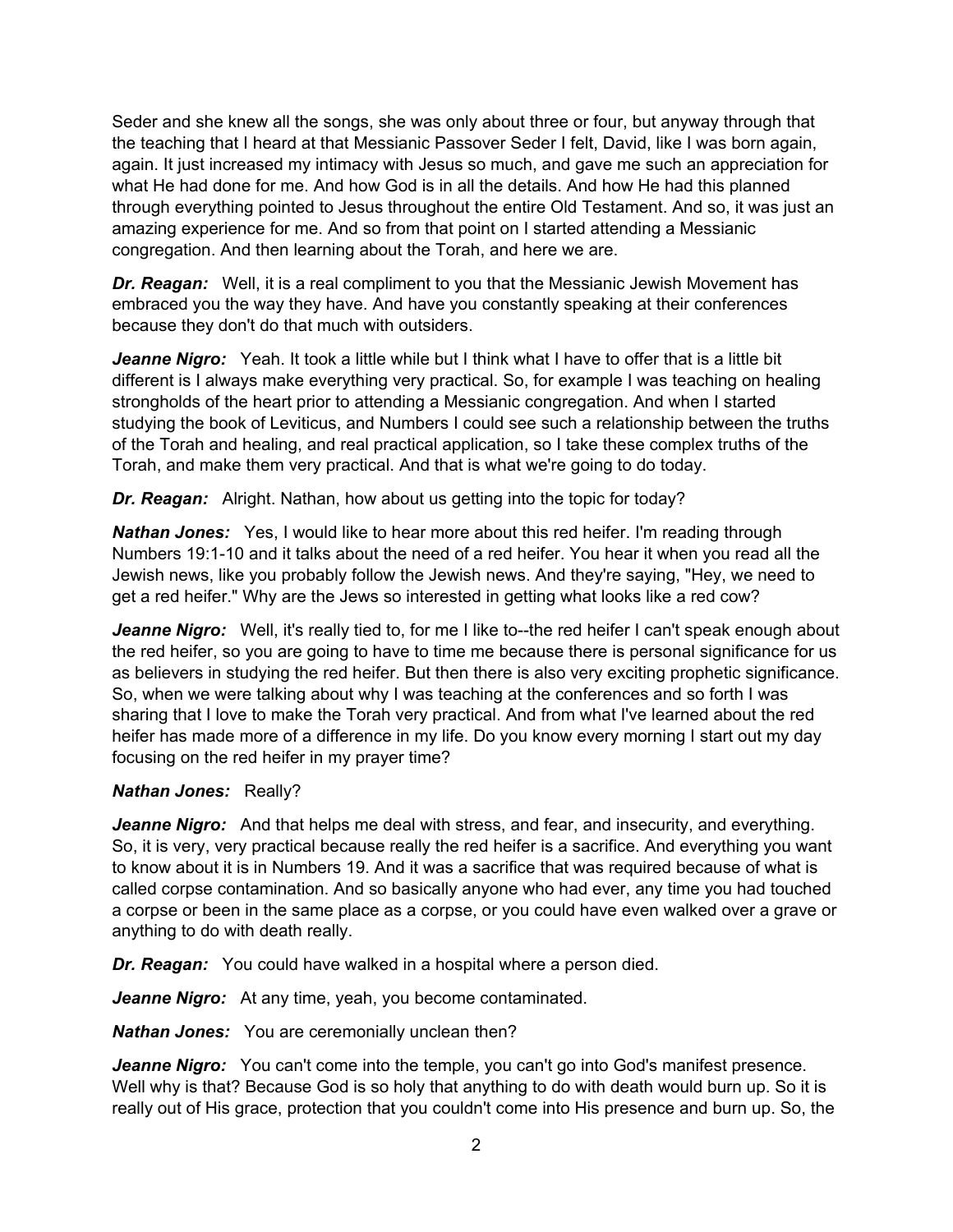Seder and she knew all the songs, she was only about three or four, but anyway through that the teaching that I heard at that Messianic Passover Seder I felt, David, like I was born again, again. It just increased my intimacy with Jesus so much, and gave me such an appreciation for what He had done for me. And how God is in all the details. And how He had this planned through everything pointed to Jesus throughout the entire Old Testament. And so, it was just an amazing experience for me. And so from that point on I started attending a Messianic congregation. And then learning about the Torah, and here we are.

***Dr. Reagan:*** Well, it is a real compliment to you that the Messianic Jewish Movement has embraced you the way they have. And have you constantly speaking at their conferences because they don't do that much with outsiders.

***Jeanne Nigro:*** Yeah. It took a little while but I think what I have to offer that is a little bit different is I always make everything very practical. So, for example I was teaching on healing strongholds of the heart prior to attending a Messianic congregation. And when I started studying the book of Leviticus, and Numbers I could see such a relationship between the truths of the Torah and healing, and real practical application, so I take these complex truths of the Torah, and make them very practical. And that is what we're going to do today.

***Dr. Reagan:*** Alright. Nathan, how about us getting into the topic for today?

***Nathan Jones:*** Yes, I would like to hear more about this red heifer. I'm reading through Numbers 19:1-10 and it talks about the need of a red heifer. You hear it when you read all the Jewish news, like you probably follow the Jewish news. And they're saying, "Hey, we need to get a red heifer." Why are the Jews so interested in getting what looks like a red cow?

***Jeanne Nigro:*** Well, it's really tied to, for me I like to--the red heifer I can't speak enough about the red heifer, so you are going to have to time me because there is personal significance for us as believers in studying the red heifer. But then there is also very exciting prophetic significance. So, when we were talking about why I was teaching at the conferences and so forth I was sharing that I love to make the Torah very practical. And from what I've learned about the red heifer has made more of a difference in my life. Do you know every morning I start out my day focusing on the red heifer in my prayer time?

***Nathan Jones:*** Really?

***Jeanne Nigro:*** And that helps me deal with stress, and fear, and insecurity, and everything. So, it is very, very practical because really the red heifer is a sacrifice. And everything you want to know about it is in Numbers 19. And it was a sacrifice that was required because of what is called corpse contamination. And so basically anyone who had ever, any time you had touched a corpse or been in the same place as a corpse, or you could have even walked over a grave or anything to do with death really.

***Dr. Reagan:*** You could have walked in a hospital where a person died.

***Jeanne Nigro:*** At any time, yeah, you become contaminated.

***Nathan Jones:*** You are ceremonially unclean then?

***Jeanne Nigro:*** You can't come into the temple, you can't go into God's manifest presence. Well why is that? Because God is so holy that anything to do with death would burn up. So it is really out of His grace, protection that you couldn't come into His presence and burn up. So, the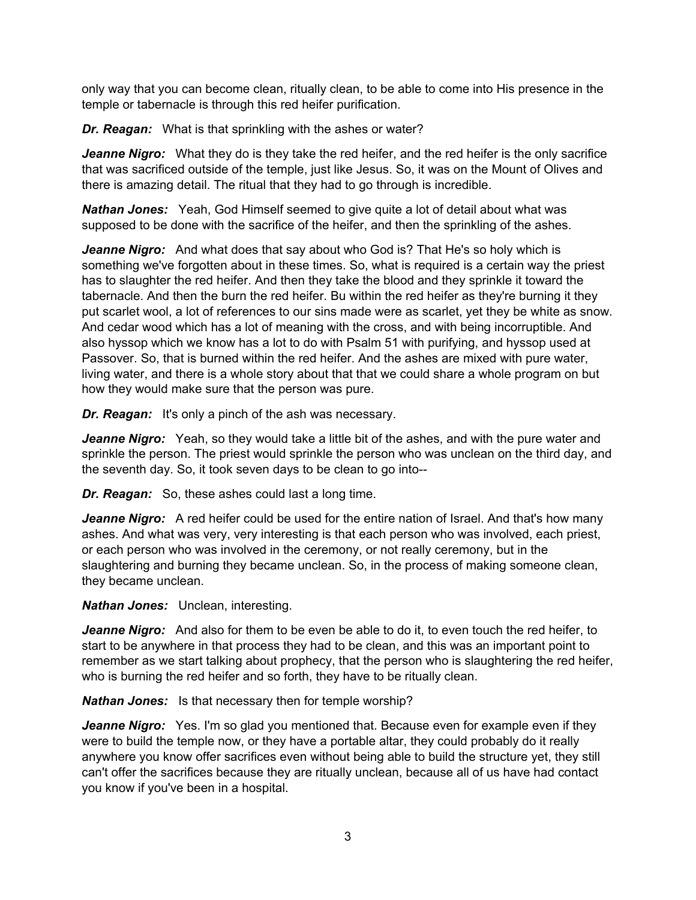only way that you can become clean, ritually clean, to be able to come into His presence in the temple or tabernacle is through this red heifer purification.

***Dr. Reagan:*** What is that sprinkling with the ashes or water?

***Jeanne Nigro:*** What they do is they take the red heifer, and the red heifer is the only sacrifice that was sacrificed outside of the temple, just like Jesus. So, it was on the Mount of Olives and there is amazing detail. The ritual that they had to go through is incredible.

***Nathan Jones:*** Yeah, God Himself seemed to give quite a lot of detail about what was supposed to be done with the sacrifice of the heifer, and then the sprinkling of the ashes.

***Jeanne Nigro:*** And what does that say about who God is? That He's so holy which is something we've forgotten about in these times. So, what is required is a certain way the priest has to slaughter the red heifer. And then they take the blood and they sprinkle it toward the tabernacle. And then the burn the red heifer. Bu within the red heifer as they're burning it they put scarlet wool, a lot of references to our sins made were as scarlet, yet they be white as snow. And cedar wood which has a lot of meaning with the cross, and with being incorruptible. And also hyssop which we know has a lot to do with Psalm 51 with purifying, and hyssop used at Passover. So, that is burned within the red heifer. And the ashes are mixed with pure water, living water, and there is a whole story about that that we could share a whole program on but how they would make sure that the person was pure.

***Dr. Reagan:*** It's only a pinch of the ash was necessary.

***Jeanne Nigro:*** Yeah, so they would take a little bit of the ashes, and with the pure water and sprinkle the person. The priest would sprinkle the person who was unclean on the third day, and the seventh day. So, it took seven days to be clean to go into--

***Dr. Reagan:*** So, these ashes could last a long time.

***Jeanne Nigro:*** A red heifer could be used for the entire nation of Israel. And that's how many ashes. And what was very, very interesting is that each person who was involved, each priest, or each person who was involved in the ceremony, or not really ceremony, but in the slaughtering and burning they became unclean. So, in the process of making someone clean, they became unclean.

***Nathan Jones:*** Unclean, interesting.

***Jeanne Nigro:*** And also for them to be even be able to do it, to even touch the red heifer, to start to be anywhere in that process they had to be clean, and this was an important point to remember as we start talking about prophecy, that the person who is slaughtering the red heifer, who is burning the red heifer and so forth, they have to be ritually clean.

***Nathan Jones:*** Is that necessary then for temple worship?

***Jeanne Nigro:*** Yes. I'm so glad you mentioned that. Because even for example even if they were to build the temple now, or they have a portable altar, they could probably do it really anywhere you know offer sacrifices even without being able to build the structure yet, they still can't offer the sacrifices because they are ritually unclean, because all of us have had contact you know if you've been in a hospital.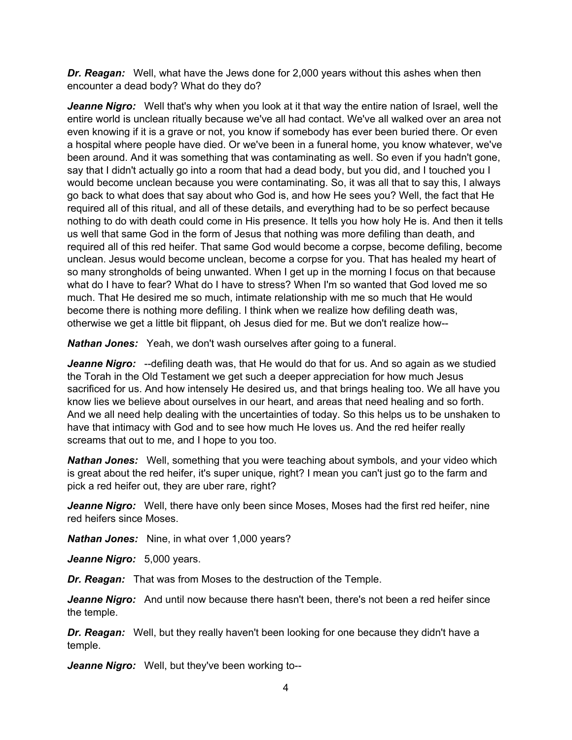***Dr. Reagan:*** Well, what have the Jews done for 2,000 years without this ashes when then encounter a dead body? What do they do?

***Jeanne Nigro:*** Well that's why when you look at it that way the entire nation of Israel, well the entire world is unclean ritually because we've all had contact. We've all walked over an area not even knowing if it is a grave or not, you know if somebody has ever been buried there. Or even a hospital where people have died. Or we've been in a funeral home, you know whatever, we've been around. And it was something that was contaminating as well. So even if you hadn't gone, say that I didn't actually go into a room that had a dead body, but you did, and I touched you I would become unclean because you were contaminating. So, it was all that to say this, I always go back to what does that say about who God is, and how He sees you? Well, the fact that He required all of this ritual, and all of these details, and everything had to be so perfect because nothing to do with death could come in His presence. It tells you how holy He is. And then it tells us well that same God in the form of Jesus that nothing was more defiling than death, and required all of this red heifer. That same God would become a corpse, become defiling, become unclean. Jesus would become unclean, become a corpse for you. That has healed my heart of so many strongholds of being unwanted. When I get up in the morning I focus on that because what do I have to fear? What do I have to stress? When I'm so wanted that God loved me so much. That He desired me so much, intimate relationship with me so much that He would become there is nothing more defiling. I think when we realize how defiling death was, otherwise we get a little bit flippant, oh Jesus died for me. But we don't realize how--

***Nathan Jones:*** Yeah, we don't wash ourselves after going to a funeral.

***Jeanne Nigro:*** --defiling death was, that He would do that for us. And so again as we studied the Torah in the Old Testament we get such a deeper appreciation for how much Jesus sacrificed for us. And how intensely He desired us, and that brings healing too. We all have you know lies we believe about ourselves in our heart, and areas that need healing and so forth. And we all need help dealing with the uncertainties of today. So this helps us to be unshaken to have that intimacy with God and to see how much He loves us. And the red heifer really screams that out to me, and I hope to you too.

***Nathan Jones:*** Well, something that you were teaching about symbols, and your video which is great about the red heifer, it's super unique, right? I mean you can't just go to the farm and pick a red heifer out, they are uber rare, right?

***Jeanne Nigro:*** Well, there have only been since Moses, Moses had the first red heifer, nine red heifers since Moses.

***Nathan Jones:*** Nine, in what over 1,000 years?

***Jeanne Nigro:*** 5,000 years.

***Dr. Reagan:*** That was from Moses to the destruction of the Temple.

***Jeanne Nigro:*** And until now because there hasn't been, there's not been a red heifer since the temple.

***Dr. Reagan:*** Well, but they really haven't been looking for one because they didn't have a temple.

***Jeanne Nigro:*** Well, but they've been working to--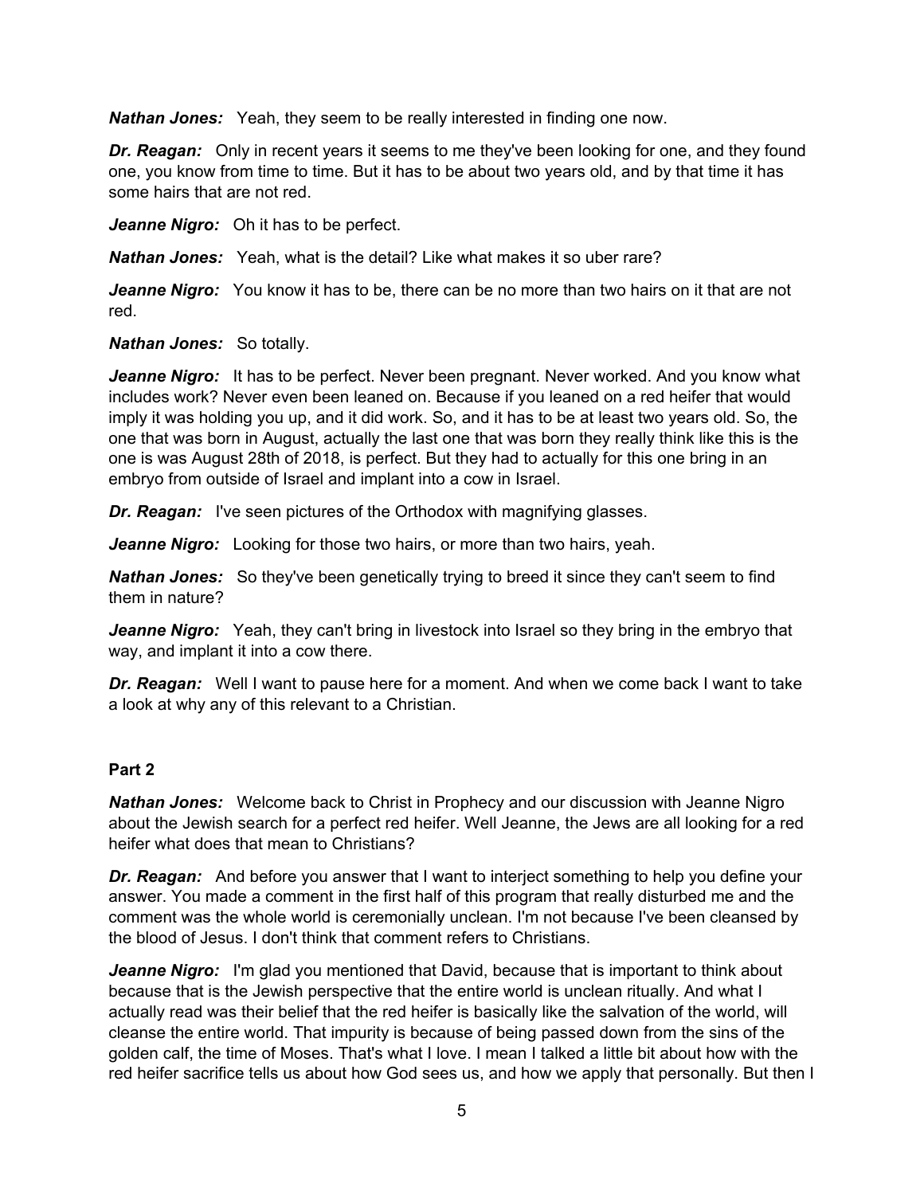***Nathan Jones:*** Yeah, they seem to be really interested in finding one now.

***Dr. Reagan:*** Only in recent years it seems to me they've been looking for one, and they found one, you know from time to time. But it has to be about two years old, and by that time it has some hairs that are not red.

***Jeanne Nigro:*** Oh it has to be perfect.

***Nathan Jones:*** Yeah, what is the detail? Like what makes it so uber rare?

***Jeanne Nigro:*** You know it has to be, there can be no more than two hairs on it that are not red.

***Nathan Jones:*** So totally.

***Jeanne Nigro:*** It has to be perfect. Never been pregnant. Never worked. And you know what includes work? Never even been leaned on. Because if you leaned on a red heifer that would imply it was holding you up, and it did work. So, and it has to be at least two years old. So, the one that was born in August, actually the last one that was born they really think like this is the one is was August 28th of 2018, is perfect. But they had to actually for this one bring in an embryo from outside of Israel and implant into a cow in Israel.

***Dr. Reagan:*** I've seen pictures of the Orthodox with magnifying glasses.

***Jeanne Nigro:*** Looking for those two hairs, or more than two hairs, yeah.

***Nathan Jones:*** So they've been genetically trying to breed it since they can't seem to find them in nature?

***Jeanne Nigro:*** Yeah, they can't bring in livestock into Israel so they bring in the embryo that way, and implant it into a cow there.

***Dr. Reagan:*** Well I want to pause here for a moment. And when we come back I want to take a look at why any of this relevant to a Christian.

**Part 2**

***Nathan Jones:*** Welcome back to Christ in Prophecy and our discussion with Jeanne Nigro about the Jewish search for a perfect red heifer. Well Jeanne, the Jews are all looking for a red heifer what does that mean to Christians?

***Dr. Reagan:*** And before you answer that I want to interject something to help you define your answer. You made a comment in the first half of this program that really disturbed me and the comment was the whole world is ceremonially unclean. I'm not because I've been cleansed by the blood of Jesus. I don't think that comment refers to Christians.

***Jeanne Nigro:*** I'm glad you mentioned that David, because that is important to think about because that is the Jewish perspective that the entire world is unclean ritually. And what I actually read was their belief that the red heifer is basically like the salvation of the world, will cleanse the entire world. That impurity is because of being passed down from the sins of the golden calf, the time of Moses. That's what I love. I mean I talked a little bit about how with the red heifer sacrifice tells us about how God sees us, and how we apply that personally. But then I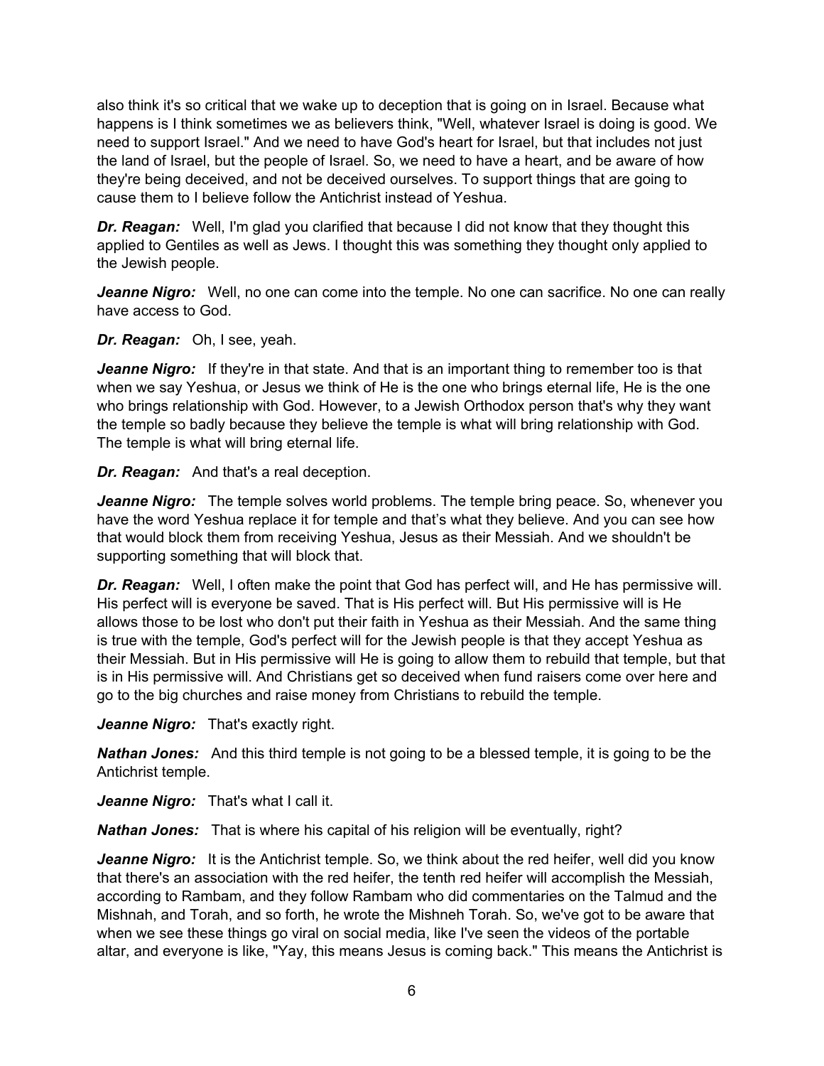also think it's so critical that we wake up to deception that is going on in Israel. Because what happens is I think sometimes we as believers think, "Well, whatever Israel is doing is good. We need to support Israel." And we need to have God's heart for Israel, but that includes not just the land of Israel, but the people of Israel. So, we need to have a heart, and be aware of how they're being deceived, and not be deceived ourselves. To support things that are going to cause them to I believe follow the Antichrist instead of Yeshua.

***Dr. Reagan:*** Well, I'm glad you clarified that because I did not know that they thought this applied to Gentiles as well as Jews. I thought this was something they thought only applied to the Jewish people.

***Jeanne Nigro:*** Well, no one can come into the temple. No one can sacrifice. No one can really have access to God.

***Dr. Reagan:*** Oh, I see, yeah.

***Jeanne Nigro:*** If they're in that state. And that is an important thing to remember too is that when we say Yeshua, or Jesus we think of He is the one who brings eternal life, He is the one who brings relationship with God. However, to a Jewish Orthodox person that's why they want the temple so badly because they believe the temple is what will bring relationship with God. The temple is what will bring eternal life.

***Dr. Reagan:*** And that's a real deception.

***Jeanne Nigro:*** The temple solves world problems. The temple bring peace. So, whenever you have the word Yeshua replace it for temple and that's what they believe. And you can see how that would block them from receiving Yeshua, Jesus as their Messiah. And we shouldn't be supporting something that will block that.

***Dr. Reagan:*** Well, I often make the point that God has perfect will, and He has permissive will. His perfect will is everyone be saved. That is His perfect will. But His permissive will is He allows those to be lost who don't put their faith in Yeshua as their Messiah. And the same thing is true with the temple, God's perfect will for the Jewish people is that they accept Yeshua as their Messiah. But in His permissive will He is going to allow them to rebuild that temple, but that is in His permissive will. And Christians get so deceived when fund raisers come over here and go to the big churches and raise money from Christians to rebuild the temple.

***Jeanne Nigro:*** That's exactly right.

***Nathan Jones:*** And this third temple is not going to be a blessed temple, it is going to be the Antichrist temple.

***Jeanne Nigro:*** That's what I call it.

***Nathan Jones:*** That is where his capital of his religion will be eventually, right?

***Jeanne Nigro:*** It is the Antichrist temple. So, we think about the red heifer, well did you know that there's an association with the red heifer, the tenth red heifer will accomplish the Messiah, according to Rambam, and they follow Rambam who did commentaries on the Talmud and the Mishnah, and Torah, and so forth, he wrote the Mishneh Torah. So, we've got to be aware that when we see these things go viral on social media, like I've seen the videos of the portable altar, and everyone is like, "Yay, this means Jesus is coming back." This means the Antichrist is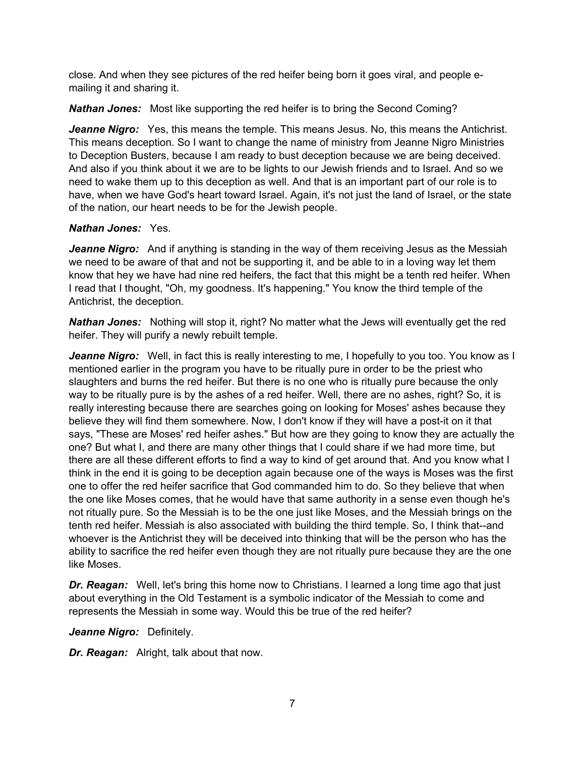close. And when they see pictures of the red heifer being born it goes viral, and people e-mailing it and sharing it.

***Nathan Jones:*** Most like supporting the red heifer is to bring the Second Coming?

***Jeanne Nigro:*** Yes, this means the temple. This means Jesus. No, this means the Antichrist. This means deception. So I want to change the name of ministry from Jeanne Nigro Ministries to Deception Busters, because I am ready to bust deception because we are being deceived. And also if you think about it we are to be lights to our Jewish friends and to Israel. And so we need to wake them up to this deception as well. And that is an important part of our role is to have, when we have God's heart toward Israel. Again, it's not just the land of Israel, or the state of the nation, our heart needs to be for the Jewish people.

***Nathan Jones:*** Yes.

***Jeanne Nigro:*** And if anything is standing in the way of them receiving Jesus as the Messiah we need to be aware of that and not be supporting it, and be able to in a loving way let them know that hey we have had nine red heifers, the fact that this might be a tenth red heifer. When I read that I thought, "Oh, my goodness. It's happening." You know the third temple of the Antichrist, the deception.

***Nathan Jones:*** Nothing will stop it, right? No matter what the Jews will eventually get the red heifer. They will purify a newly rebuilt temple.

***Jeanne Nigro:*** Well, in fact this is really interesting to me, I hopefully to you too. You know as I mentioned earlier in the program you have to be ritually pure in order to be the priest who slaughters and burns the red heifer. But there is no one who is ritually pure because the only way to be ritually pure is by the ashes of a red heifer. Well, there are no ashes, right? So, it is really interesting because there are searches going on looking for Moses' ashes because they believe they will find them somewhere. Now, I don't know if they will have a post-it on it that says, "These are Moses' red heifer ashes." But how are they going to know they are actually the one? But what I, and there are many other things that I could share if we had more time, but there are all these different efforts to find a way to kind of get around that. And you know what I think in the end it is going to be deception again because one of the ways is Moses was the first one to offer the red heifer sacrifice that God commanded him to do. So they believe that when the one like Moses comes, that he would have that same authority in a sense even though he's not ritually pure. So the Messiah is to be the one just like Moses, and the Messiah brings on the tenth red heifer. Messiah is also associated with building the third temple. So, I think that--and whoever is the Antichrist they will be deceived into thinking that will be the person who has the ability to sacrifice the red heifer even though they are not ritually pure because they are the one like Moses.

***Dr. Reagan:*** Well, let's bring this home now to Christians. I learned a long time ago that just about everything in the Old Testament is a symbolic indicator of the Messiah to come and represents the Messiah in some way. Would this be true of the red heifer?

***Jeanne Nigro:*** Definitely.

***Dr. Reagan:*** Alright, talk about that now.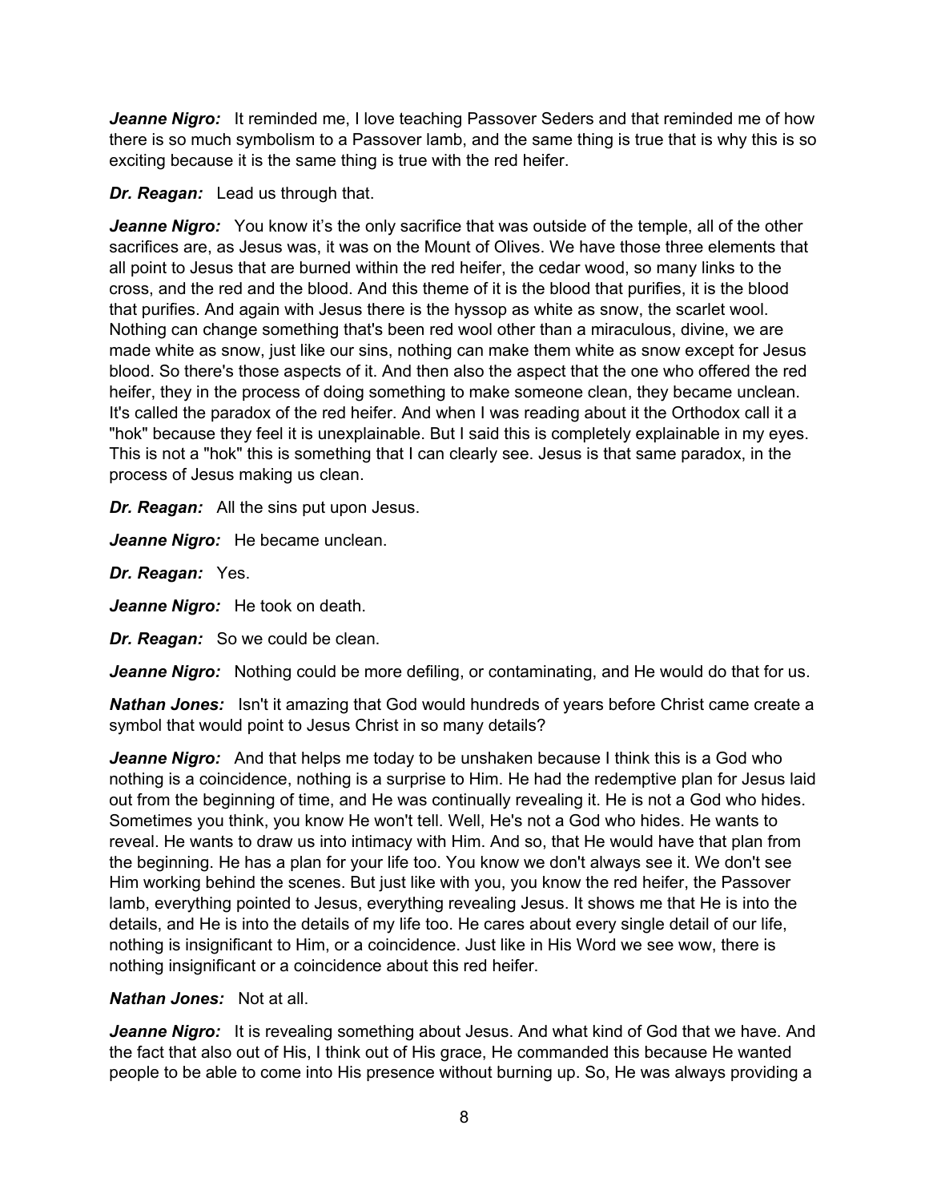***Jeanne Nigro:*** It reminded me, I love teaching Passover Seders and that reminded me of how there is so much symbolism to a Passover lamb, and the same thing is true that is why this is so exciting because it is the same thing is true with the red heifer.

***Dr. Reagan:*** Lead us through that.

***Jeanne Nigro:*** You know it's the only sacrifice that was outside of the temple, all of the other sacrifices are, as Jesus was, it was on the Mount of Olives. We have those three elements that all point to Jesus that are burned within the red heifer, the cedar wood, so many links to the cross, and the red and the blood. And this theme of it is the blood that purifies, it is the blood that purifies. And again with Jesus there is the hyssop as white as snow, the scarlet wool. Nothing can change something that's been red wool other than a miraculous, divine, we are made white as snow, just like our sins, nothing can make them white as snow except for Jesus blood. So there's those aspects of it. And then also the aspect that the one who offered the red heifer, they in the process of doing something to make someone clean, they became unclean. It's called the paradox of the red heifer. And when I was reading about it the Orthodox call it a "hok" because they feel it is unexplainable. But I said this is completely explainable in my eyes. This is not a "hok" this is something that I can clearly see. Jesus is that same paradox, in the process of Jesus making us clean.

***Dr. Reagan:*** All the sins put upon Jesus.

***Jeanne Nigro:*** He became unclean.

***Dr. Reagan:*** Yes.

***Jeanne Nigro:*** He took on death.

***Dr. Reagan:*** So we could be clean.

***Jeanne Nigro:*** Nothing could be more defiling, or contaminating, and He would do that for us.

***Nathan Jones:*** Isn't it amazing that God would hundreds of years before Christ came create a symbol that would point to Jesus Christ in so many details?

***Jeanne Nigro:*** And that helps me today to be unshaken because I think this is a God who nothing is a coincidence, nothing is a surprise to Him. He had the redemptive plan for Jesus laid out from the beginning of time, and He was continually revealing it. He is not a God who hides. Sometimes you think, you know He won't tell. Well, He's not a God who hides. He wants to reveal. He wants to draw us into intimacy with Him. And so, that He would have that plan from the beginning. He has a plan for your life too. You know we don't always see it. We don't see Him working behind the scenes. But just like with you, you know the red heifer, the Passover lamb, everything pointed to Jesus, everything revealing Jesus. It shows me that He is into the details, and He is into the details of my life too. He cares about every single detail of our life, nothing is insignificant to Him, or a coincidence. Just like in His Word we see wow, there is nothing insignificant or a coincidence about this red heifer.

***Nathan Jones:*** Not at all.

***Jeanne Nigro:*** It is revealing something about Jesus. And what kind of God that we have. And the fact that also out of His, I think out of His grace, He commanded this because He wanted people to be able to come into His presence without burning up. So, He was always providing a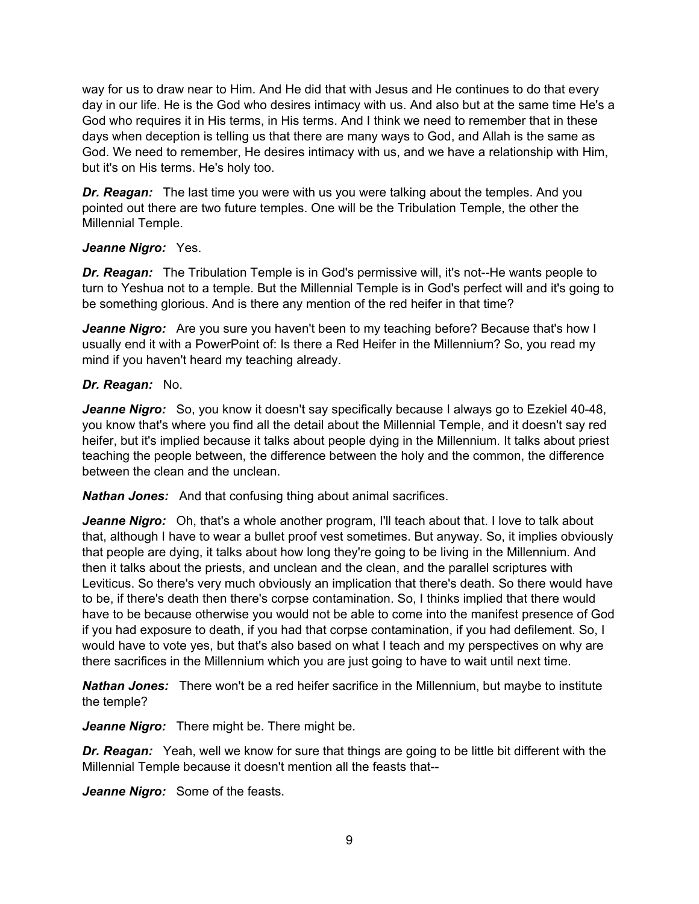way for us to draw near to Him. And He did that with Jesus and He continues to do that every day in our life. He is the God who desires intimacy with us. And also but at the same time He's a God who requires it in His terms, in His terms. And I think we need to remember that in these days when deception is telling us that there are many ways to God, and Allah is the same as God. We need to remember, He desires intimacy with us, and we have a relationship with Him, but it's on His terms. He's holy too.

***Dr. Reagan:*** The last time you were with us you were talking about the temples. And you pointed out there are two future temples. One will be the Tribulation Temple, the other the Millennial Temple.

***Jeanne Nigro:*** Yes.

***Dr. Reagan:*** The Tribulation Temple is in God's permissive will, it's not--He wants people to turn to Yeshua not to a temple. But the Millennial Temple is in God's perfect will and it's going to be something glorious. And is there any mention of the red heifer in that time?

***Jeanne Nigro:*** Are you sure you haven't been to my teaching before? Because that's how I usually end it with a PowerPoint of: Is there a Red Heifer in the Millennium? So, you read my mind if you haven't heard my teaching already.

***Dr. Reagan:*** No.

***Jeanne Nigro:*** So, you know it doesn't say specifically because I always go to Ezekiel 40-48, you know that's where you find all the detail about the Millennial Temple, and it doesn't say red heifer, but it's implied because it talks about people dying in the Millennium. It talks about priest teaching the people between, the difference between the holy and the common, the difference between the clean and the unclean.

***Nathan Jones:*** And that confusing thing about animal sacrifices.

***Jeanne Nigro:*** Oh, that's a whole another program, I'll teach about that. I love to talk about that, although I have to wear a bullet proof vest sometimes. But anyway. So, it implies obviously that people are dying, it talks about how long they're going to be living in the Millennium. And then it talks about the priests, and unclean and the clean, and the parallel scriptures with Leviticus. So there's very much obviously an implication that there's death. So there would have to be, if there's death then there's corpse contamination. So, I thinks implied that there would have to be because otherwise you would not be able to come into the manifest presence of God if you had exposure to death, if you had that corpse contamination, if you had defilement. So, I would have to vote yes, but that's also based on what I teach and my perspectives on why are there sacrifices in the Millennium which you are just going to have to wait until next time.

***Nathan Jones:*** There won't be a red heifer sacrifice in the Millennium, but maybe to institute the temple?

***Jeanne Nigro:*** There might be. There might be.

***Dr. Reagan:*** Yeah, well we know for sure that things are going to be little bit different with the Millennial Temple because it doesn't mention all the feasts that--

***Jeanne Nigro:*** Some of the feasts.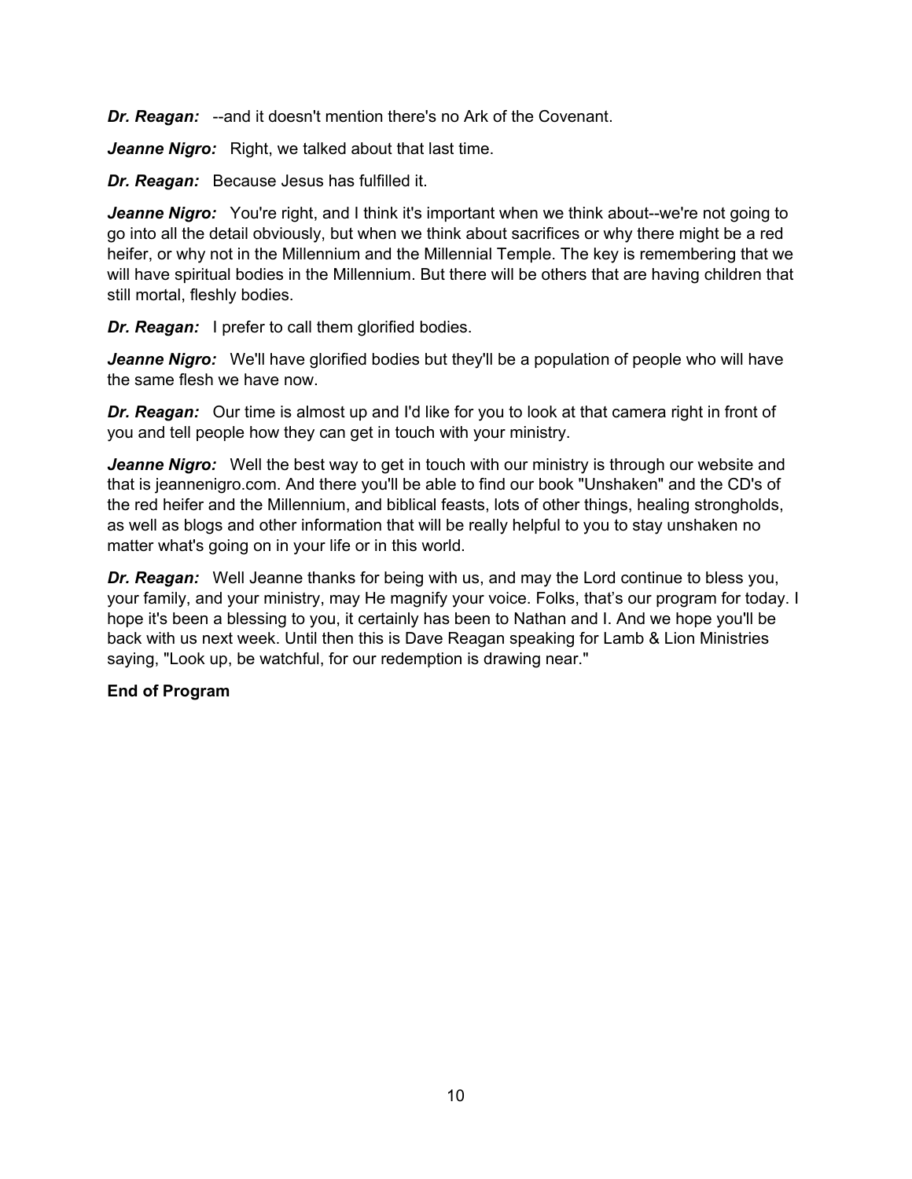***Dr. Reagan:*** --and it doesn't mention there's no Ark of the Covenant.

***Jeanne Nigro:*** Right, we talked about that last time.

***Dr. Reagan:*** Because Jesus has fulfilled it.

***Jeanne Nigro:*** You're right, and I think it's important when we think about--we're not going to go into all the detail obviously, but when we think about sacrifices or why there might be a red heifer, or why not in the Millennium and the Millennial Temple. The key is remembering that we will have spiritual bodies in the Millennium. But there will be others that are having children that still mortal, fleshly bodies.

***Dr. Reagan:*** I prefer to call them glorified bodies.

***Jeanne Nigro:*** We'll have glorified bodies but they'll be a population of people who will have the same flesh we have now.

***Dr. Reagan:*** Our time is almost up and I'd like for you to look at that camera right in front of you and tell people how they can get in touch with your ministry.

***Jeanne Nigro:*** Well the best way to get in touch with our ministry is through our website and that is jeannenigro.com. And there you'll be able to find our book "Unshaken" and the CD's of the red heifer and the Millennium, and biblical feasts, lots of other things, healing strongholds, as well as blogs and other information that will be really helpful to you to stay unshaken no matter what's going on in your life or in this world.

***Dr. Reagan:*** Well Jeanne thanks for being with us, and may the Lord continue to bless you, your family, and your ministry, may He magnify your voice. Folks, that's our program for today. I hope it's been a blessing to you, it certainly has been to Nathan and I. And we hope you'll be back with us next week. Until then this is Dave Reagan speaking for Lamb & Lion Ministries saying, "Look up, be watchful, for our redemption is drawing near."

**End of Program**